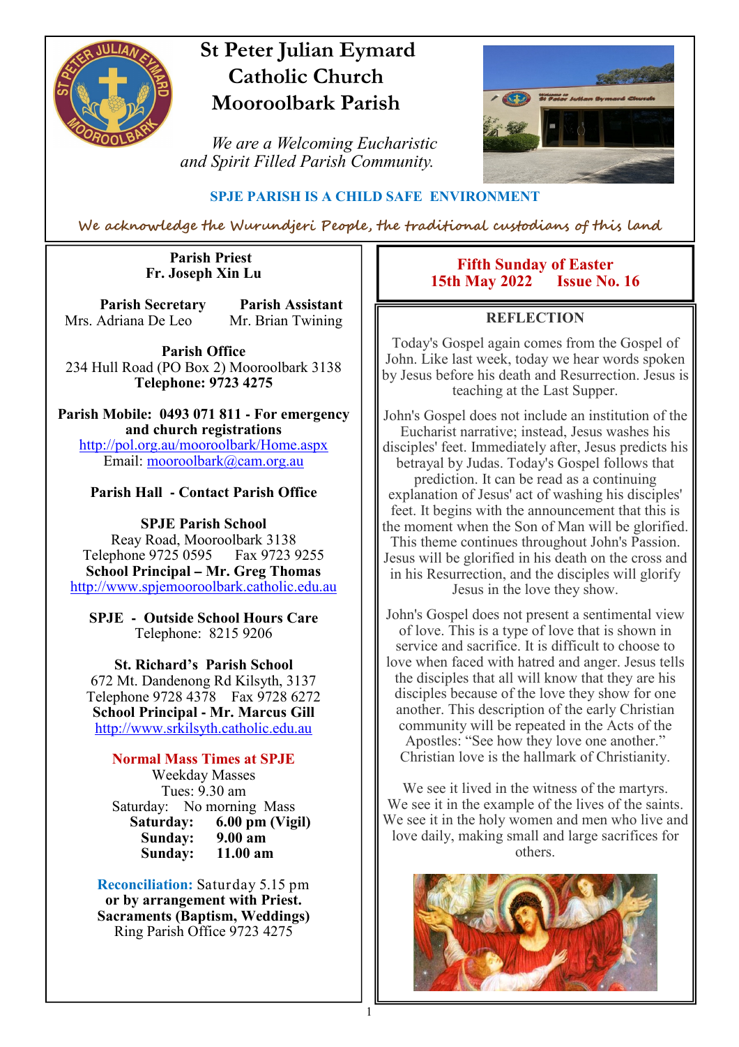# St Peter Julian Eymard Catholic Church Mooroolbark Parish

*We are a Welcoming Eucharistic and Spirit Filled Parish Community.*

**SPJE PARISH IS A CHILD SAFE ENVIRONMENT**

*We acknowledge the Wurundjeri People, the traditional custodians of this land*

**Parish Priest**
**Fr. Joseph Xin Lu**

**Parish Secretary**
Mrs. Adriana De Leo

**Parish Assistant**
Mr. Brian Twining

**Parish Office**
234 Hull Road (PO Box 2) Mooroolbark 3138
**Telephone: 9723 4275**

**Parish Mobile: 0493 071 811 - For emergency and church registrations**
http://pol.org.au/mooroolbark/Home.aspx
Email: mooroolbark@cam.org.au

**Parish Hall - Contact Parish Office**

**SPJE Parish School**
Reay Road, Mooroolbark 3138
Telephone 9725 0595 Fax 9723 9255
**School Principal – Mr. Greg Thomas**
http://www.spjemooroolbark.catholic.edu.au

**SPJE - Outside School Hours Care**
Telephone: 8215 9206

**St. Richard's Parish School**
672 Mt. Dandenong Rd Kilsyth, 3137
Telephone 9728 4378 Fax 9728 6272
**School Principal - Mr. Marcus Gill**
http://www.srkilsyth.catholic.edu.au

**Normal Mass Times at SPJE**

Weekday Masses
Tues: 9.30 am
Saturday: No morning Mass
**Saturday: 6.00 pm (Vigil)**
**Sunday: 9.00 am**
**Sunday: 11.00 am**

**Reconciliation:** Saturday 5.15 pm
**or by arrangement with Priest.**
**Sacraments (Baptism, Weddings)**
Ring Parish Office 9723 4275

## Fifth Sunday of Easter
**15th May 2022 Issue No. 16**

### REFLECTION

Today's Gospel again comes from the Gospel of John. Like last week, today we hear words spoken by Jesus before his death and Resurrection. Jesus is teaching at the Last Supper.

John's Gospel does not include an institution of the Eucharist narrative; instead, Jesus washes his disciples' feet. Immediately after, Jesus predicts his betrayal by Judas. Today's Gospel follows that prediction. It can be read as a continuing explanation of Jesus' act of washing his disciples' feet. It begins with the announcement that this is the moment when the Son of Man will be glorified. This theme continues throughout John's Passion. Jesus will be glorified in his death on the cross and in his Resurrection, and the disciples will glorify Jesus in the love they show.

John's Gospel does not present a sentimental view of love. This is a type of love that is shown in service and sacrifice. It is difficult to choose to love when faced with hatred and anger. Jesus tells the disciples that all will know that they are his disciples because of the love they show for one another. This description of the early Christian community will be repeated in the Acts of the Apostles: "See how they love one another." Christian love is the hallmark of Christianity.

We see it lived in the witness of the martyrs. We see it in the example of the lives of the saints. We see it in the holy women and men who live and love daily, making small and large sacrifices for others.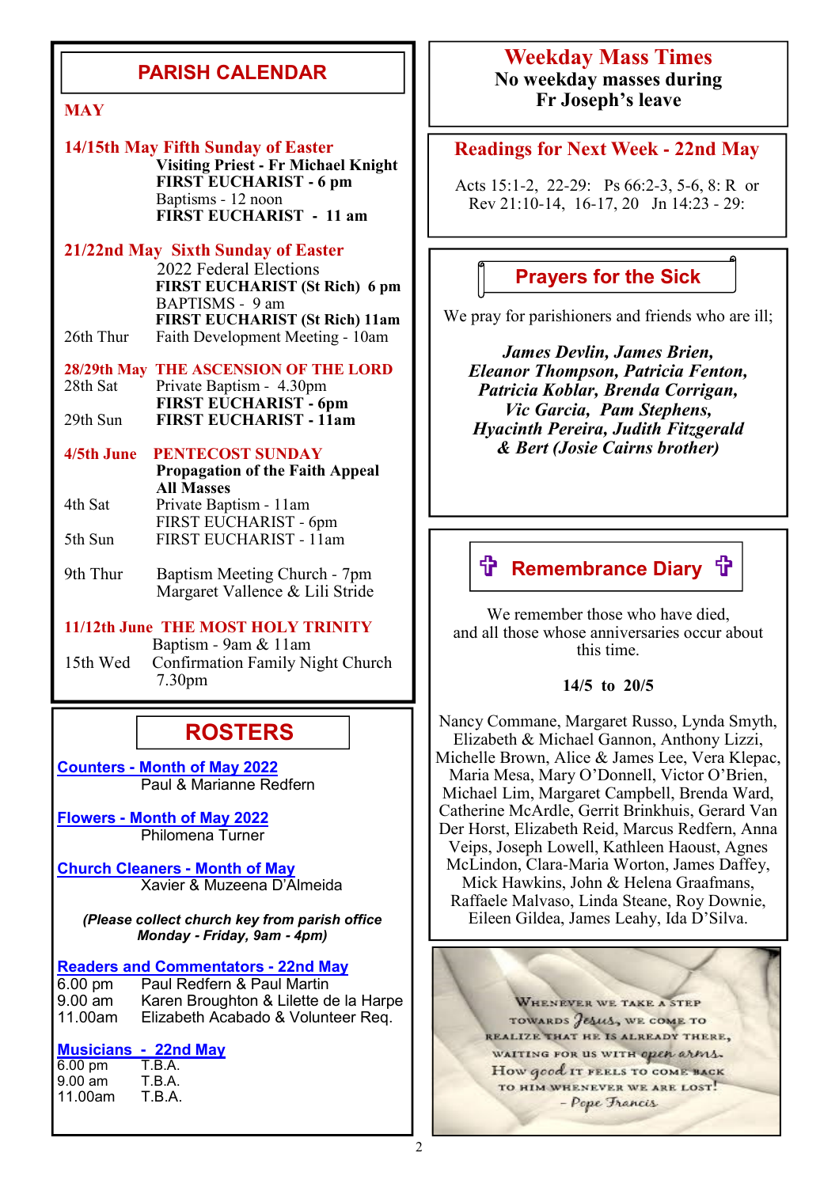## PARISH CALENDAR

**MAY**

**14/15th May Fifth Sunday of Easter**
**Visiting Priest - Fr Michael Knight**
**FIRST EUCHARIST - 6 pm**
Baptisms - 12 noon
**FIRST EUCHARIST - 11 am**

**21/22nd May Sixth Sunday of Easter**
2022 Federal Elections
**FIRST EUCHARIST (St Rich) 6 pm**
BAPTISMS - 9 am
**FIRST EUCHARIST (St Rich) 11am**
26th Thur — Faith Development Meeting - 10am

**28/29th May THE ASCENSION OF THE LORD**
28th Sat — Private Baptism - 4.30pm
**FIRST EUCHARIST - 6pm**
29th Sun — **FIRST EUCHARIST - 11am**

**4/5th June PENTECOST SUNDAY**
**Propagation of the Faith Appeal All Masses**
4th Sat — Private Baptism - 11am
FIRST EUCHARIST - 6pm
5th Sun — FIRST EUCHARIST - 11am

9th Thur — Baptism Meeting Church - 7pm
Margaret Vallence & Lili Stride

**11/12th June THE MOST HOLY TRINITY**
Baptism - 9am & 11am
15th Wed — Confirmation Family Night Church 7.30pm

## ROSTERS

**Counters - Month of May 2022**
Paul & Marianne Redfern

**Flowers - Month of May 2022**
Philomena Turner

**Church Cleaners - Month of May**
Xavier & Muzeena D'Almeida

*(Please collect church key from parish office Monday - Friday, 9am - 4pm)*

**Readers and Commentators - 22nd May**

| | |
|---|---|
| 6.00 pm | Paul Redfern & Paul Martin |
| 9.00 am | Karen Broughton & Lilette de la Harpe |
| 11.00am | Elizabeth Acabado & Volunteer Req. |

**Musicians - 22nd May**

| | |
|---|---|
| 6.00 pm | T.B.A. |
| 9.00 am | T.B.A. |
| 11.00am | T.B.A. |

## Weekday Mass Times

**No weekday masses during Fr Joseph's leave**

## Readings for Next Week - 22nd May

Acts 15:1-2, 22-29: Ps 66:2-3, 5-6, 8: R or Rev 21:10-14, 16-17, 20 Jn 14:23 - 29:

## Prayers for the Sick

We pray for parishioners and friends who are ill;

***James Devlin, James Brien, Eleanor Thompson, Patricia Fenton, Patricia Koblar, Brenda Corrigan, Vic Garcia, Pam Stephens, Hyacinth Pereira, Judith Fitzgerald & Bert (Josie Cairns brother)***

## ✞ Remembrance Diary ✞

We remember those who have died, and all those whose anniversaries occur about this time.

**14/5 to 20/5**

Nancy Commane, Margaret Russo, Lynda Smyth, Elizabeth & Michael Gannon, Anthony Lizzi, Michelle Brown, Alice & James Lee, Vera Klepac, Maria Mesa, Mary O'Donnell, Victor O'Brien, Michael Lim, Margaret Campbell, Brenda Ward, Catherine McArdle, Gerrit Brinkhuis, Gerard Van Der Horst, Elizabeth Reid, Marcus Redfern, Anna Veips, Joseph Lowell, Kathleen Haoust, Agnes McLindon, Clara-Maria Worton, James Daffey, Mick Hawkins, John & Helena Graafmans, Raffaele Malvaso, Linda Steane, Roy Downie, Eileen Gildea, James Leahy, Ida D'Silva.

Whenever we take a step towards *Jesus*, we come to realize that he is already there, waiting for us with *open arms*. How *good* it feels to come back to him whenever we are lost! – *Pope Francis*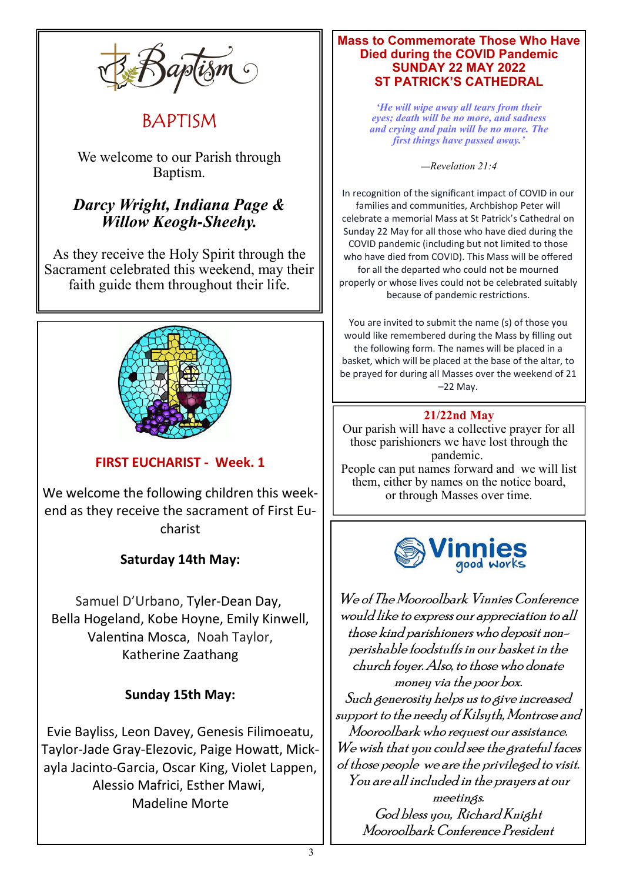# BAPTISM

We welcome to our Parish through Baptism.

***Darcy Wright, Indiana Page & Willow Keogh-Sheehy.***

As they receive the Holy Spirit through the Sacrament celebrated this weekend, may their faith guide them throughout their life.

## FIRST EUCHARIST - Week. 1

We welcome the following children this weekend as they receive the sacrament of First Eucharist

**Saturday 14th May:**

Samuel D'Urbano, Tyler-Dean Day, Bella Hogeland, Kobe Hoyne, Emily Kinwell, Valentina Mosca, Noah Taylor, Katherine Zaathang

**Sunday 15th May:**

Evie Bayliss, Leon Davey, Genesis Filimoeatu, Taylor-Jade Gray-Elezovic, Paige Howatt, Mickayla Jacinto-Garcia, Oscar King, Violet Lappen, Alessio Mafrici, Esther Mawi, Madeline Morte

## Mass to Commemorate Those Who Have Died during the COVID Pandemic
## SUNDAY 22 MAY 2022
## ST PATRICK'S CATHEDRAL

***'He will wipe away all tears from their eyes; death will be no more, and sadness and crying and pain will be no more. The first things have passed away.'***

*—Revelation 21:4*

In recognition of the significant impact of COVID in our families and communities, Archbishop Peter will celebrate a memorial Mass at St Patrick's Cathedral on Sunday 22 May for all those who have died during the COVID pandemic (including but not limited to those who have died from COVID). This Mass will be offered for all the departed who could not be mourned properly or whose lives could not be celebrated suitably because of pandemic restrictions.

You are invited to submit the name (s) of those you would like remembered during the Mass by filling out the following form. The names will be placed in a basket, which will be placed at the base of the altar, to be prayed for during all Masses over the weekend of 21–22 May.

**21/22nd May**

Our parish will have a collective prayer for all those parishioners we have lost through the pandemic.
People can put names forward and we will list them, either by names on the notice board, or through Masses over time.

**Vinnies** good works

*We of The Mooroolbark Vinnies Conference would like to express our appreciation to all those kind parishioners who deposit non-perishable foodstuffs in our basket in the church foyer. Also, to those who donate money via the poor box.*
*Such generosity helps us to give increased support to the needy of Kilsyth, Montrose and Mooroolbark who request our assistance.*
*We wish that you could see the grateful faces of those people we are the privileged to visit.*
*You are all included in the prayers at our meetings.*
*God bless you, Richard Knight*
*Mooroolbark Conference President*